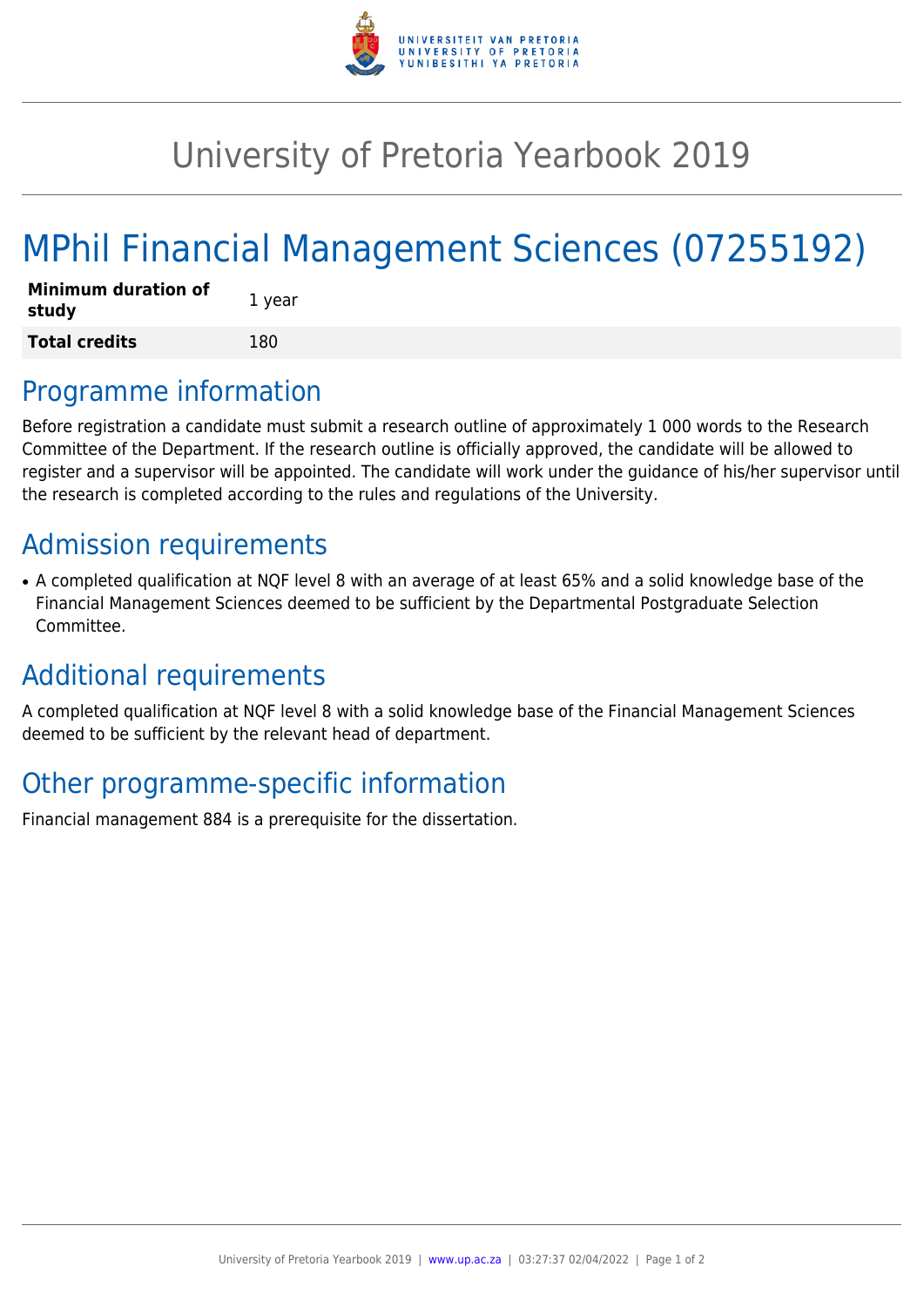# University of Pretoria Yearbook 2019

# MPhil Financial Management Sciences (07255192)

| Minimum duration of study | 1 year |
| --- | --- |
| **Total credits** | 180 |

## Programme information

Before registration a candidate must submit a research outline of approximately 1 000 words to the Research Committee of the Department. If the research outline is officially approved, the candidate will be allowed to register and a supervisor will be appointed. The candidate will work under the guidance of his/her supervisor until the research is completed according to the rules and regulations of the University.

## Admission requirements

- A completed qualification at NQF level 8 with an average of at least 65% and a solid knowledge base of the Financial Management Sciences deemed to be sufficient by the Departmental Postgraduate Selection Committee.

## Additional requirements

A completed qualification at NQF level 8 with a solid knowledge base of the Financial Management Sciences deemed to be sufficient by the relevant head of department.

## Other programme-specific information

Financial management 884 is a prerequisite for the dissertation.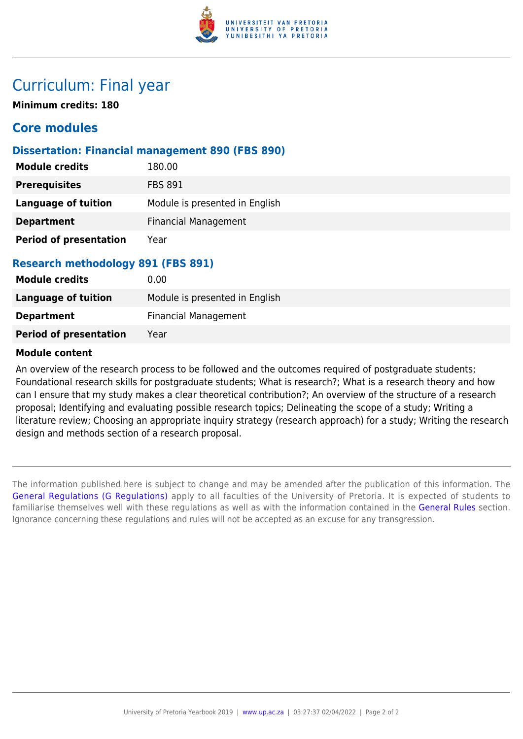# Curriculum: Final year

**Minimum credits: 180**

## Core modules

### Dissertation: Financial management 890 (FBS 890)

| | |
|---|---|
| **Module credits** | 180.00 |
| **Prerequisites** | FBS 891 |
| **Language of tuition** | Module is presented in English |
| **Department** | Financial Management |
| **Period of presentation** | Year |

### Research methodology 891 (FBS 891)

| | |
|---|---|
| **Module credits** | 0.00 |
| **Language of tuition** | Module is presented in English |
| **Department** | Financial Management |
| **Period of presentation** | Year |

**Module content**

An overview of the research process to be followed and the outcomes required of postgraduate students; Foundational research skills for postgraduate students; What is research?; What is a research theory and how can I ensure that my study makes a clear theoretical contribution?; An overview of the structure of a research proposal; Identifying and evaluating possible research topics; Delineating the scope of a study; Writing a literature review; Choosing an appropriate inquiry strategy (research approach) for a study; Writing the research design and methods section of a research proposal.

The information published here is subject to change and may be amended after the publication of this information. The General Regulations (G Regulations) apply to all faculties of the University of Pretoria. It is expected of students to familiarise themselves well with these regulations as well as with the information contained in the General Rules section. Ignorance concerning these regulations and rules will not be accepted as an excuse for any transgression.